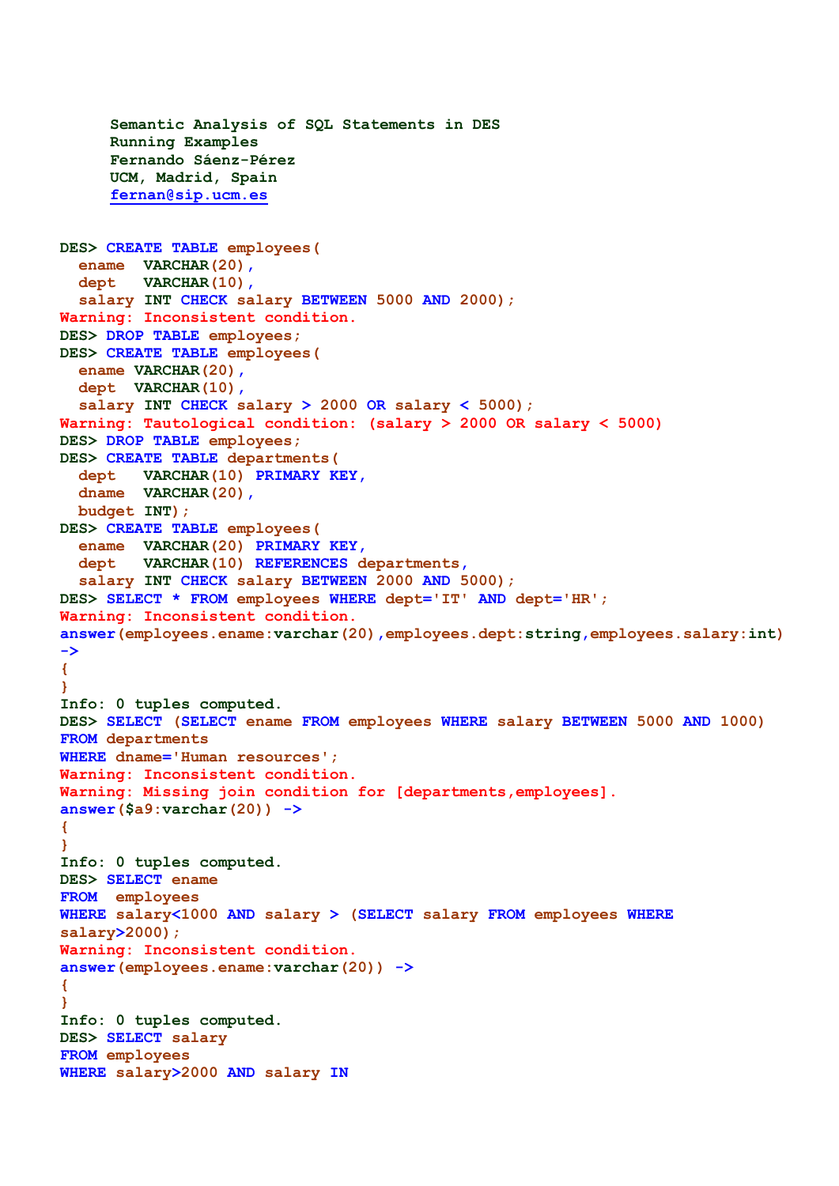Semantic Analysis of SQL Statements in DES
Running Examples
Fernando Sáenz-Pérez
UCM, Madrid, Spain
fernan@sip.ucm.es

```
DES> CREATE TABLE employees(
  ename  VARCHAR(20),
  dept   VARCHAR(10),
  salary INT CHECK salary BETWEEN 5000 AND 2000);
Warning: Inconsistent condition.
DES> DROP TABLE employees;
DES> CREATE TABLE employees(
  ename VARCHAR(20),
  dept  VARCHAR(10),
  salary INT CHECK salary > 2000 OR salary < 5000);
Warning: Tautological condition: (salary > 2000 OR salary < 5000)
DES> DROP TABLE employees;
DES> CREATE TABLE departments(
  dept   VARCHAR(10) PRIMARY KEY,
  dname  VARCHAR(20),
  budget INT);
DES> CREATE TABLE employees(
  ename  VARCHAR(20) PRIMARY KEY,
  dept   VARCHAR(10) REFERENCES departments,
  salary INT CHECK salary BETWEEN 2000 AND 5000);
DES> SELECT * FROM employees WHERE dept='IT' AND dept='HR';
Warning: Inconsistent condition.
answer(employees.ename:varchar(20),employees.dept:string,employees.salary:int)
->
{
}
Info: 0 tuples computed.
DES> SELECT (SELECT ename FROM employees WHERE salary BETWEEN 5000 AND 1000)
FROM departments
WHERE dname='Human resources';
Warning: Inconsistent condition.
Warning: Missing join condition for [departments,employees].
answer($a9:varchar(20)) ->
{
}
Info: 0 tuples computed.
DES> SELECT ename
FROM  employees
WHERE salary<1000 AND salary > (SELECT salary FROM employees WHERE
salary>2000);
Warning: Inconsistent condition.
answer(employees.ename:varchar(20)) ->
{
}
Info: 0 tuples computed.
DES> SELECT salary
FROM employees
WHERE salary>2000 AND salary IN
```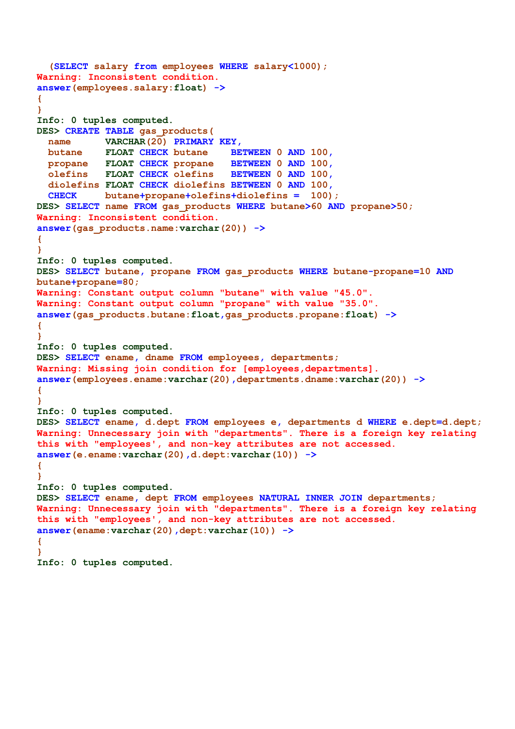```
  (SELECT salary from employees WHERE salary<1000);
Warning: Inconsistent condition.
answer(employees.salary:float) ->
{
}
Info: 0 tuples computed.
DES> CREATE TABLE gas_products(
  name      VARCHAR(20) PRIMARY KEY,
  butane    FLOAT CHECK butane    BETWEEN 0 AND 100,
  propane   FLOAT CHECK propane   BETWEEN 0 AND 100,
  olefins   FLOAT CHECK olefins   BETWEEN 0 AND 100,
  diolefins FLOAT CHECK diolefins BETWEEN 0 AND 100,
  CHECK     butane+propane+olefins+diolefins =  100);
DES> SELECT name FROM gas_products WHERE butane>60 AND propane>50;
Warning: Inconsistent condition.
answer(gas_products.name:varchar(20)) ->
{
}
Info: 0 tuples computed.
DES> SELECT butane, propane FROM gas_products WHERE butane-propane=10 AND
butane+propane=80;
Warning: Constant output column "butane" with value "45.0".
Warning: Constant output column "propane" with value "35.0".
answer(gas_products.butane:float,gas_products.propane:float) ->
{
}
Info: 0 tuples computed.
DES> SELECT ename, dname FROM employees, departments;
Warning: Missing join condition for [employees,departments].
answer(employees.ename:varchar(20),departments.dname:varchar(20)) ->
{
}
Info: 0 tuples computed.
DES> SELECT ename, d.dept FROM employees e, departments d WHERE e.dept=d.dept;
Warning: Unnecessary join with "departments". There is a foreign key relating
this with "employees', and non-key attributes are not accessed.
answer(e.ename:varchar(20),d.dept:varchar(10)) ->
{
}
Info: 0 tuples computed.
DES> SELECT ename, dept FROM employees NATURAL INNER JOIN departments;
Warning: Unnecessary join with "departments". There is a foreign key relating
this with "employees', and non-key attributes are not accessed.
answer(ename:varchar(20),dept:varchar(10)) ->
{
}
Info: 0 tuples computed.
```